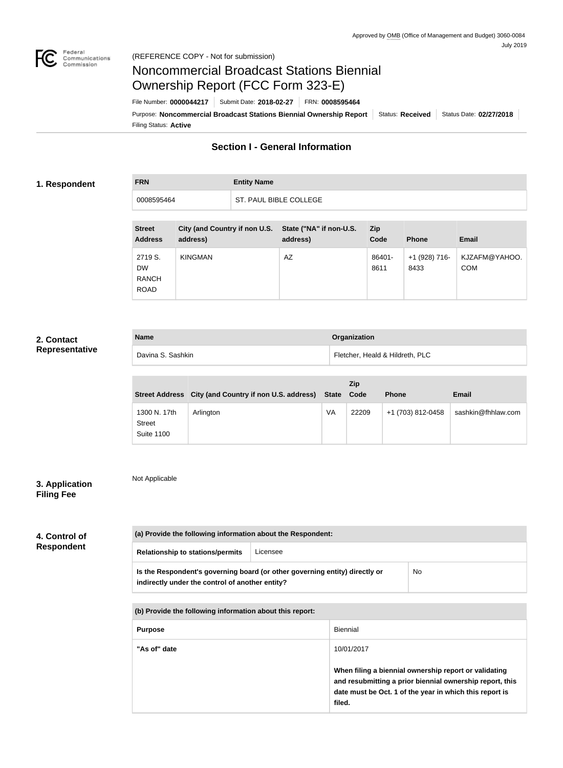Approved by OMB (Office of Management and Budget) 3060-0084
July 2019

(REFERENCE COPY - Not for submission)

# Noncommercial Broadcast Stations Biennial Ownership Report (FCC Form 323-E)

File Number: **0000044217** | Submit Date: **2018-02-27** | FRN: **0008595464**

Purpose: **Noncommercial Broadcast Stations Biennial Ownership Report** | Status: **Received** | Status Date: **02/27/2018**

Filing Status: **Active**

## Section I - General Information

### 1. Respondent

| FRN | Entity Name |
| --- | --- |
| 0008595464 | ST. PAUL BIBLE COLLEGE |

| Street Address | City (and Country if non U.S. address) | State ("NA" if non-U.S. address) | Zip Code | Phone | Email |
| --- | --- | --- | --- | --- | --- |
| 2719 S. DW RANCH ROAD | KINGMAN | AZ | 86401-8611 | +1 (928) 716-8433 | KJZAFM@YAHOO.COM |

### 2. Contact Representative

| Name | Organization |
| --- | --- |
| Davina S. Sashkin | Fletcher, Heald & Hildreth, PLC |

| Street Address | City (and Country if non U.S. address) | State | Zip Code | Phone | Email |
| --- | --- | --- | --- | --- | --- |
| 1300 N. 17th Street Suite 1100 | Arlington | VA | 22209 | +1 (703) 812-0458 | sashkin@fhhlaw.com |

### 3. Application Filing Fee

Not Applicable

### 4. Control of Respondent

| (a) Provide the following information about the Respondent: | |
| --- | --- |
| Relationship to stations/permits | Licensee |
| Is the Respondent's governing board (or other governing entity) directly or indirectly under the control of another entity? | No |

| (b) Provide the following information about this report: | |
| --- | --- |
| Purpose | Biennial |
| "As of" date | 10/01/2017<br><br>**When filing a biennial ownership report or validating and resubmitting a prior biennial ownership report, this date must be Oct. 1 of the year in which this report is filed.** |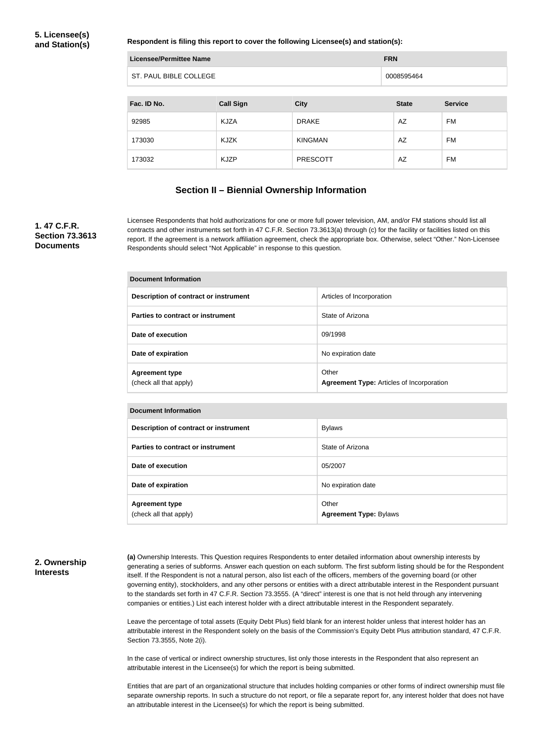### 5. Licensee(s) and Station(s)

**Respondent is filing this report to cover the following Licensee(s) and station(s):**

| Licensee/Permittee Name | FRN |
|---|---|
| ST. PAUL BIBLE COLLEGE | 0008595464 |

| Fac. ID No. | Call Sign | City | State | Service |
|---|---|---|---|---|
| 92985 | KJZA | DRAKE | AZ | FM |
| 173030 | KJZK | KINGMAN | AZ | FM |
| 173032 | KJZP | PRESCOTT | AZ | FM |

## Section II – Biennial Ownership Information

### 1. 47 C.F.R. Section 73.3613 Documents

Licensee Respondents that hold authorizations for one or more full power television, AM, and/or FM stations should list all contracts and other instruments set forth in 47 C.F.R. Section 73.3613(a) through (c) for the facility or facilities listed on this report. If the agreement is a network affiliation agreement, check the appropriate box. Otherwise, select "Other." Non-Licensee Respondents should select "Not Applicable" in response to this question.

| Document Information | |
|---|---|
| **Description of contract or instrument** | Articles of Incorporation |
| **Parties to contract or instrument** | State of Arizona |
| **Date of execution** | 09/1998 |
| **Date of expiration** | No expiration date |
| **Agreement type** (check all that apply) | Other **Agreement Type:** Articles of Incorporation |

| Document Information | |
|---|---|
| **Description of contract or instrument** | Bylaws |
| **Parties to contract or instrument** | State of Arizona |
| **Date of execution** | 05/2007 |
| **Date of expiration** | No expiration date |
| **Agreement type** (check all that apply) | Other **Agreement Type:** Bylaws |

### 2. Ownership Interests

**(a)** Ownership Interests. This Question requires Respondents to enter detailed information about ownership interests by generating a series of subforms. Answer each question on each subform. The first subform listing should be for the Respondent itself. If the Respondent is not a natural person, also list each of the officers, members of the governing board (or other governing entity), stockholders, and any other persons or entities with a direct attributable interest in the Respondent pursuant to the standards set forth in 47 C.F.R. Section 73.3555. (A "direct" interest is one that is not held through any intervening companies or entities.) List each interest holder with a direct attributable interest in the Respondent separately.

Leave the percentage of total assets (Equity Debt Plus) field blank for an interest holder unless that interest holder has an attributable interest in the Respondent solely on the basis of the Commission's Equity Debt Plus attribution standard, 47 C.F.R. Section 73.3555, Note 2(i).

In the case of vertical or indirect ownership structures, list only those interests in the Respondent that also represent an attributable interest in the Licensee(s) for which the report is being submitted.

Entities that are part of an organizational structure that includes holding companies or other forms of indirect ownership must file separate ownership reports. In such a structure do not report, or file a separate report for, any interest holder that does not have an attributable interest in the Licensee(s) for which the report is being submitted.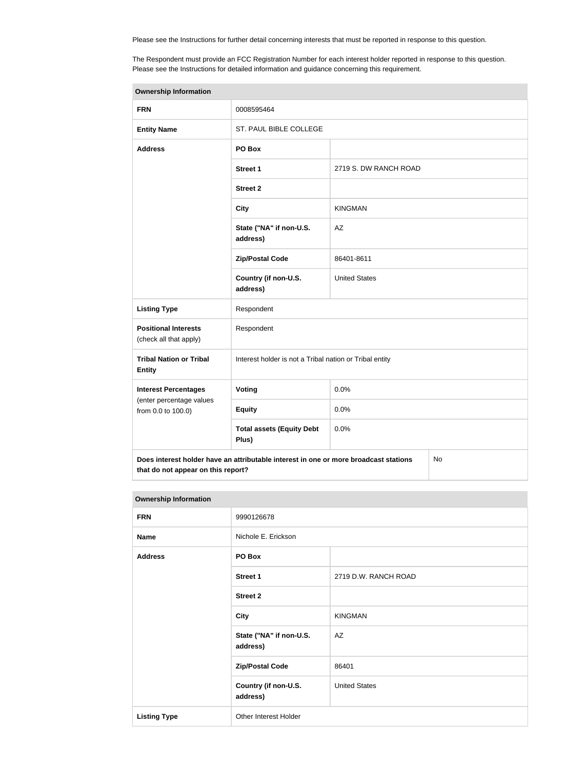Please see the Instructions for further detail concerning interests that must be reported in response to this question.

The Respondent must provide an FCC Registration Number for each interest holder reported in response to this question. Please see the Instructions for detailed information and guidance concerning this requirement.

| Ownership Information | | |
|---|---|---|
| **FRN** | 0008595464 | |
| **Entity Name** | ST. PAUL BIBLE COLLEGE | |
| **Address** | **PO Box** | |
| | **Street 1** | 2719 S. DW RANCH ROAD |
| | **Street 2** | |
| | **City** | KINGMAN |
| | **State ("NA" if non-U.S. address)** | AZ |
| | **Zip/Postal Code** | 86401-8611 |
| | **Country (if non-U.S. address)** | United States |
| **Listing Type** | Respondent | |
| **Positional Interests** (check all that apply) | Respondent | |
| **Tribal Nation or Tribal Entity** | Interest holder is not a Tribal nation or Tribal entity | |
| **Interest Percentages** (enter percentage values from 0.0 to 100.0) | **Voting** | 0.0% |
| | **Equity** | 0.0% |
| | **Total assets (Equity Debt Plus)** | 0.0% |
| **Does interest holder have an attributable interest in one or more broadcast stations that do not appear on this report?** | | No |

| Ownership Information | | |
|---|---|---|
| **FRN** | 9990126678 | |
| **Name** | Nichole E. Erickson | |
| **Address** | **PO Box** | |
| | **Street 1** | 2719 D.W. RANCH ROAD |
| | **Street 2** | |
| | **City** | KINGMAN |
| | **State ("NA" if non-U.S. address)** | AZ |
| | **Zip/Postal Code** | 86401 |
| | **Country (if non-U.S. address)** | United States |
| **Listing Type** | Other Interest Holder | |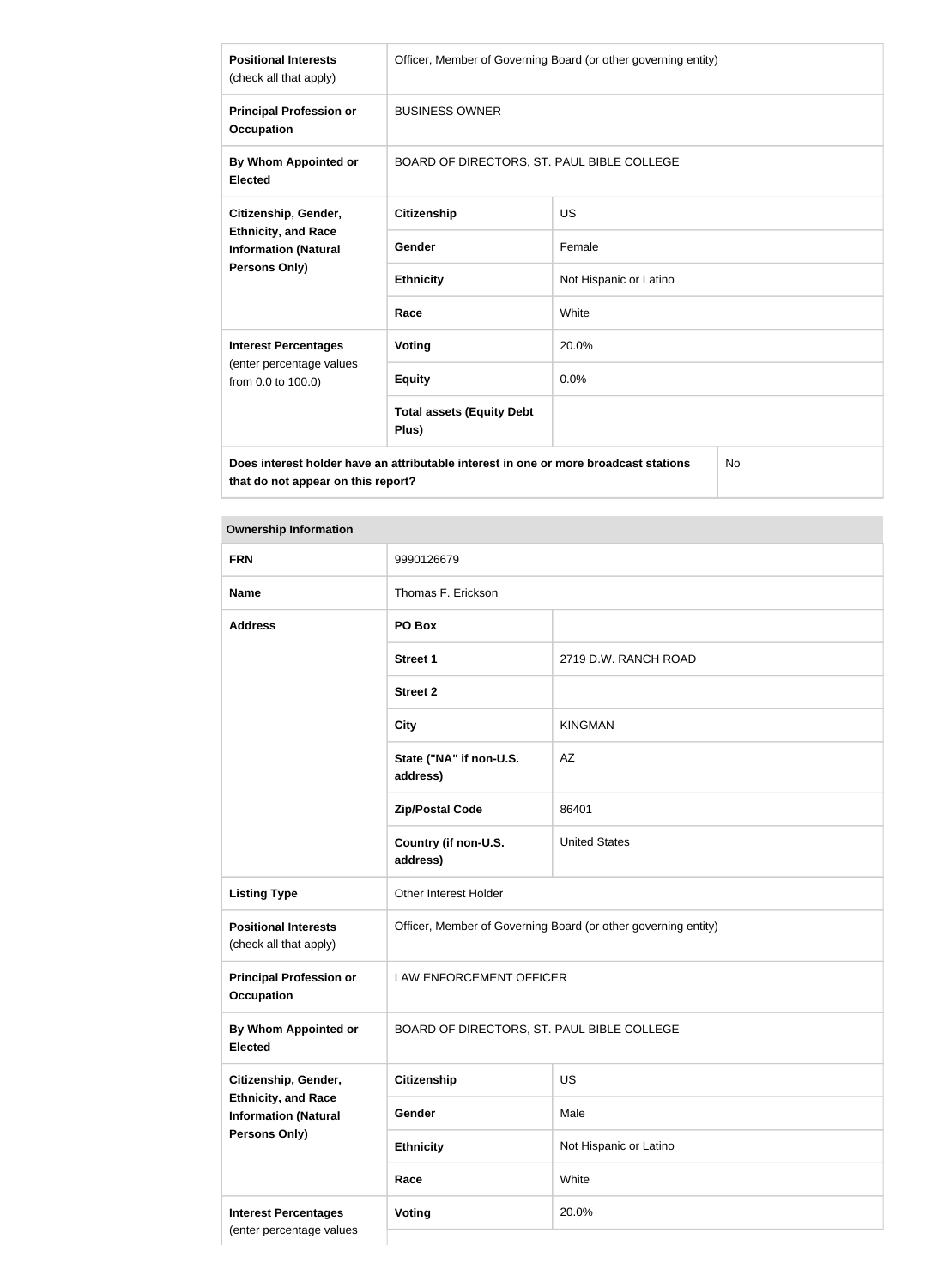| | | |
|---|---|---|
| **Positional Interests** (check all that apply) | Officer, Member of Governing Board (or other governing entity) | |
| **Principal Profession or Occupation** | BUSINESS OWNER | |
| **By Whom Appointed or Elected** | BOARD OF DIRECTORS, ST. PAUL BIBLE COLLEGE | |
| **Citizenship, Gender, Ethnicity, and Race Information (Natural Persons Only)** | **Citizenship** | US |
| | **Gender** | Female |
| | **Ethnicity** | Not Hispanic or Latino |
| | **Race** | White |
| **Interest Percentages** (enter percentage values from 0.0 to 100.0) | **Voting** | 20.0% |
| | **Equity** | 0.0% |
| | **Total assets (Equity Debt Plus)** | |
| **Does interest holder have an attributable interest in one or more broadcast stations that do not appear on this report?** | | No |

**Ownership Information**

| | | |
|---|---|---|
| **FRN** | 9990126679 | |
| **Name** | Thomas F. Erickson | |
| **Address** | **PO Box** | |
| | **Street 1** | 2719 D.W. RANCH ROAD |
| | **Street 2** | |
| | **City** | KINGMAN |
| | **State ("NA" if non-U.S. address)** | AZ |
| | **Zip/Postal Code** | 86401 |
| | **Country (if non-U.S. address)** | United States |
| **Listing Type** | Other Interest Holder | |
| **Positional Interests** (check all that apply) | Officer, Member of Governing Board (or other governing entity) | |
| **Principal Profession or Occupation** | LAW ENFORCEMENT OFFICER | |
| **By Whom Appointed or Elected** | BOARD OF DIRECTORS, ST. PAUL BIBLE COLLEGE | |
| **Citizenship, Gender, Ethnicity, and Race Information (Natural Persons Only)** | **Citizenship** | US |
| | **Gender** | Male |
| | **Ethnicity** | Not Hispanic or Latino |
| | **Race** | White |
| **Interest Percentages** (enter percentage values | **Voting** | 20.0% |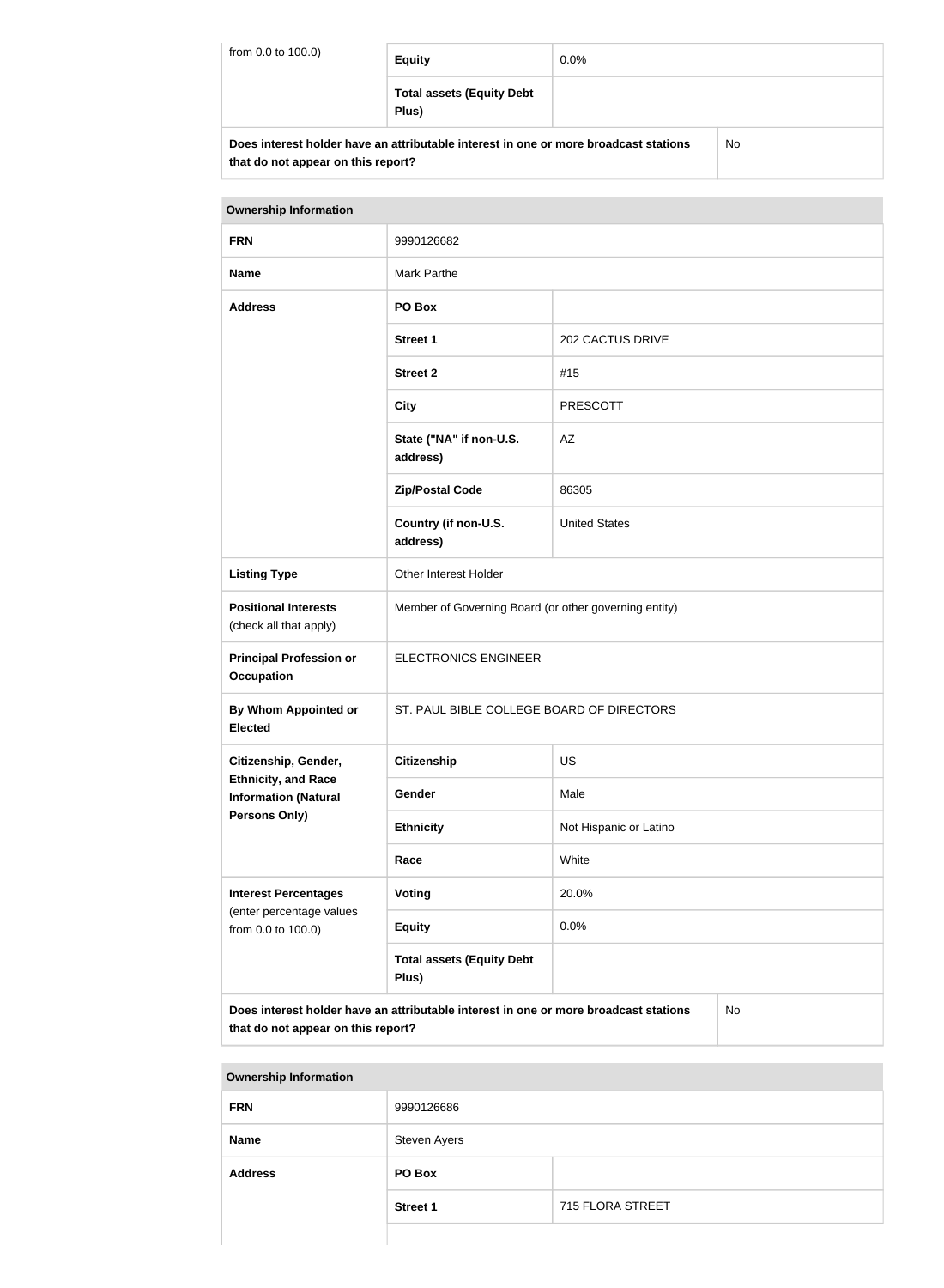| from 0.0 to 100.0) | Equity | 0.0% |
|---|---|---|
| | Total assets (Equity Debt Plus) | |
| Does interest holder have an attributable interest in one or more broadcast stations that do not appear on this report? | | No |

| Ownership Information | | |
|---|---|---|
| FRN | 9990126682 | |
| Name | Mark Parthe | |
| Address | PO Box | |
| | Street 1 | 202 CACTUS DRIVE |
| | Street 2 | #15 |
| | City | PRESCOTT |
| | State ("NA" if non-U.S. address) | AZ |
| | Zip/Postal Code | 86305 |
| | Country (if non-U.S. address) | United States |
| Listing Type | Other Interest Holder | |
| Positional Interests (check all that apply) | Member of Governing Board (or other governing entity) | |
| Principal Profession or Occupation | ELECTRONICS ENGINEER | |
| By Whom Appointed or Elected | ST. PAUL BIBLE COLLEGE BOARD OF DIRECTORS | |
| Citizenship, Gender, Ethnicity, and Race Information (Natural Persons Only) | Citizenship | US |
| | Gender | Male |
| | Ethnicity | Not Hispanic or Latino |
| | Race | White |
| Interest Percentages (enter percentage values from 0.0 to 100.0) | Voting | 20.0% |
| | Equity | 0.0% |
| | Total assets (Equity Debt Plus) | |
| Does interest holder have an attributable interest in one or more broadcast stations that do not appear on this report? | | No |

| Ownership Information | | |
|---|---|---|
| FRN | 9990126686 | |
| Name | Steven Ayers | |
| Address | PO Box | |
| | Street 1 | 715 FLORA STREET |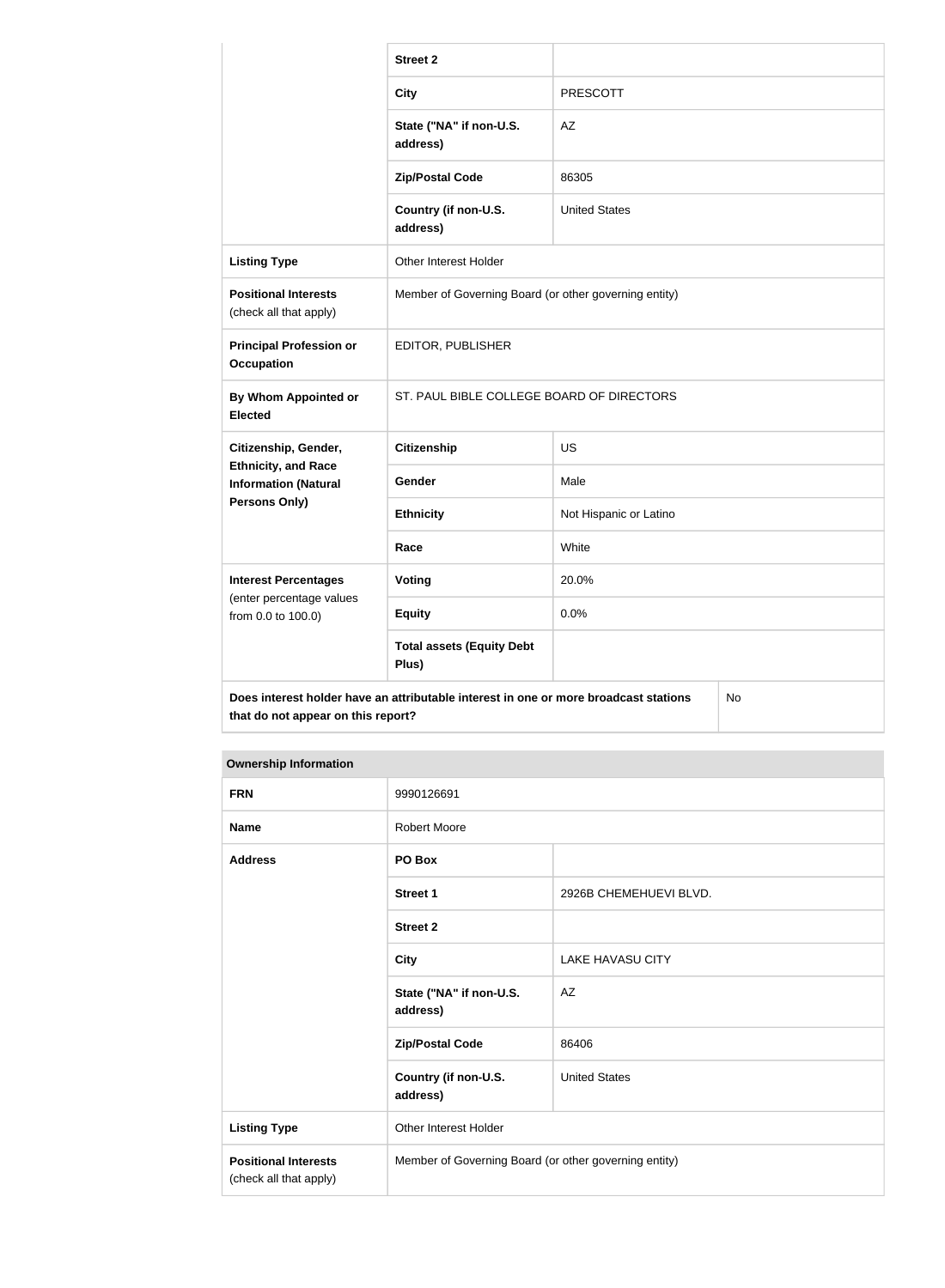| | | |
|---|---|---|
| | **Street 2** | |
| | **City** | PRESCOTT |
| | **State ("NA" if non-U.S. address)** | AZ |
| | **Zip/Postal Code** | 86305 |
| | **Country (if non-U.S. address)** | United States |
| **Listing Type** | Other Interest Holder | |
| **Positional Interests** (check all that apply) | Member of Governing Board (or other governing entity) | |
| **Principal Profession or Occupation** | EDITOR, PUBLISHER | |
| **By Whom Appointed or Elected** | ST. PAUL BIBLE COLLEGE BOARD OF DIRECTORS | |
| **Citizenship, Gender, Ethnicity, and Race Information (Natural Persons Only)** | **Citizenship** | US |
| | **Gender** | Male |
| | **Ethnicity** | Not Hispanic or Latino |
| | **Race** | White |
| **Interest Percentages** (enter percentage values from 0.0 to 100.0) | **Voting** | 20.0% |
| | **Equity** | 0.0% |
| | **Total assets (Equity Debt Plus)** | |
| **Does interest holder have an attributable interest in one or more broadcast stations that do not appear on this report?** | | No |

| **Ownership Information** | | |
|---|---|---|
| **FRN** | 9990126691 | |
| **Name** | Robert Moore | |
| **Address** | **PO Box** | |
| | **Street 1** | 2926B CHEMEHUEVI BLVD. |
| | **Street 2** | |
| | **City** | LAKE HAVASU CITY |
| | **State ("NA" if non-U.S. address)** | AZ |
| | **Zip/Postal Code** | 86406 |
| | **Country (if non-U.S. address)** | United States |
| **Listing Type** | Other Interest Holder | |
| **Positional Interests** (check all that apply) | Member of Governing Board (or other governing entity) | |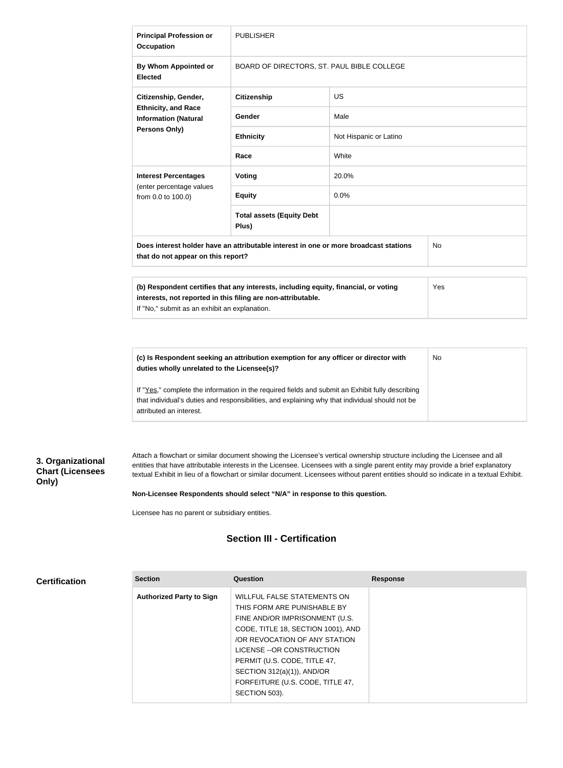| | | |
|---|---|---|
| **Principal Profession or Occupation** | PUBLISHER | |
| **By Whom Appointed or Elected** | BOARD OF DIRECTORS, ST. PAUL BIBLE COLLEGE | |
| **Citizenship, Gender, Ethnicity, and Race Information (Natural Persons Only)** | **Citizenship** | US |
| | **Gender** | Male |
| | **Ethnicity** | Not Hispanic or Latino |
| | **Race** | White |
| **Interest Percentages** (enter percentage values from 0.0 to 100.0) | **Voting** | 20.0% |
| | **Equity** | 0.0% |
| | **Total assets (Equity Debt Plus)** | |
| **Does interest holder have an attributable interest in one or more broadcast stations that do not appear on this report?** | | No |

| | |
|---|---|
| **(b) Respondent certifies that any interests, including equity, financial, or voting interests, not reported in this filing are non-attributable.** If "No," submit as an exhibit an explanation. | Yes |

| | |
|---|---|
| **(c) Is Respondent seeking an attribution exemption for any officer or director with duties wholly unrelated to the Licensee(s)?** If "Yes," complete the information in the required fields and submit an Exhibit fully describing that individual's duties and responsibilities, and explaining why that individual should not be attributed an interest. | No |

### 3. Organizational Chart (Licensees Only)

Attach a flowchart or similar document showing the Licensee's vertical ownership structure including the Licensee and all entities that have attributable interests in the Licensee. Licensees with a single parent entity may provide a brief explanatory textual Exhibit in lieu of a flowchart or similar document. Licensees without parent entities should so indicate in a textual Exhibit.

**Non-Licensee Respondents should select "N/A" in response to this question.**

Licensee has no parent or subsidiary entities.

## Section III - Certification

### Certification

| Section | Question | Response |
|---|---|---|
| **Authorized Party to Sign** | WILLFUL FALSE STATEMENTS ON THIS FORM ARE PUNISHABLE BY FINE AND/OR IMPRISONMENT (U.S. CODE, TITLE 18, SECTION 1001), AND /OR REVOCATION OF ANY STATION LICENSE --OR CONSTRUCTION PERMIT (U.S. CODE, TITLE 47, SECTION 312(a)(1)), AND/OR FORFEITURE (U.S. CODE, TITLE 47, SECTION 503). | |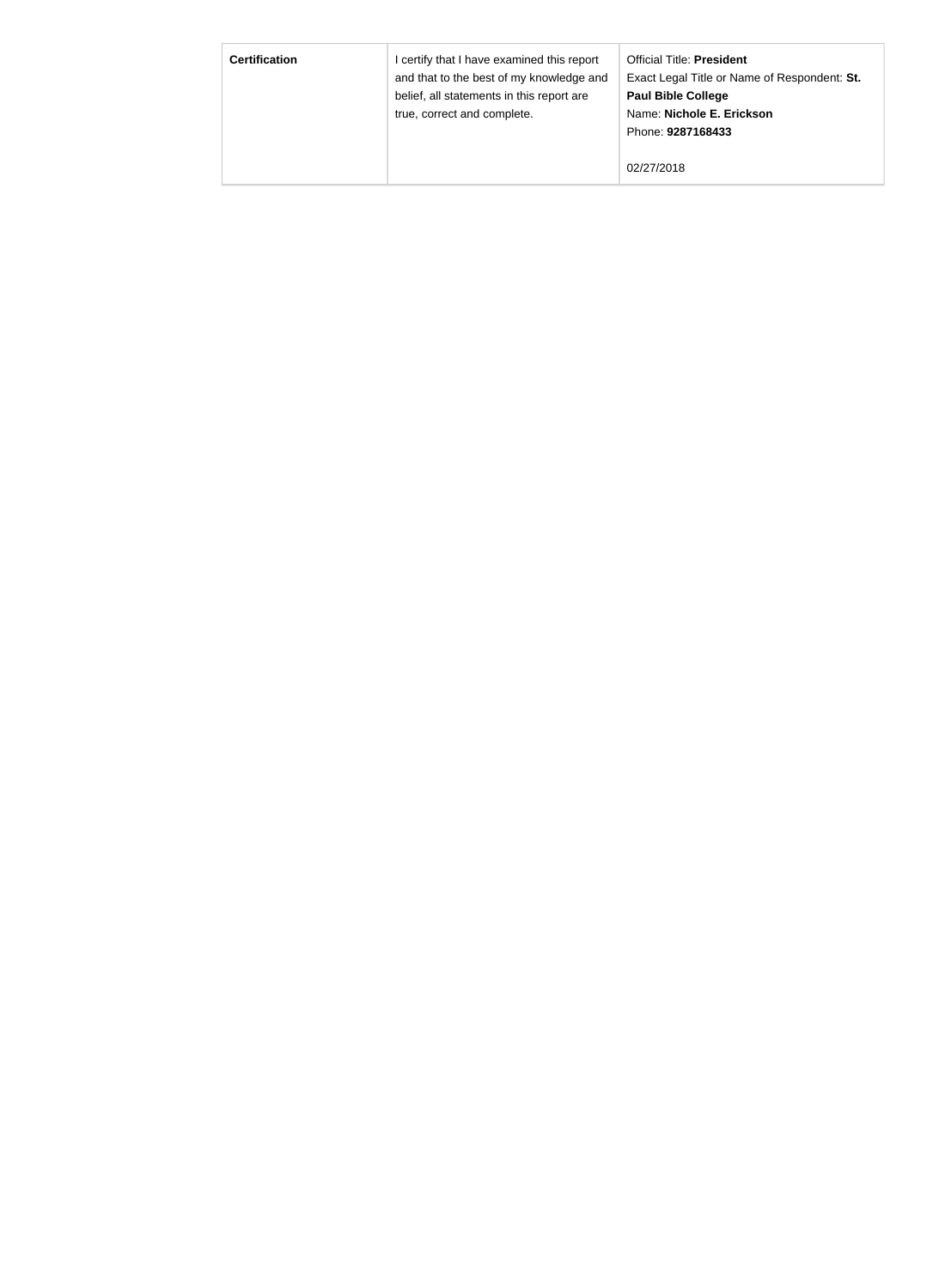| | | |
|---|---|---|
| **Certification** | I certify that I have examined this report and that to the best of my knowledge and belief, all statements in this report are true, correct and complete. | Official Title: **President**<br>Exact Legal Title or Name of Respondent: **St. Paul Bible College**<br>Name: **Nichole E. Erickson**<br>Phone: **9287168433**<br><br>02/27/2018 |